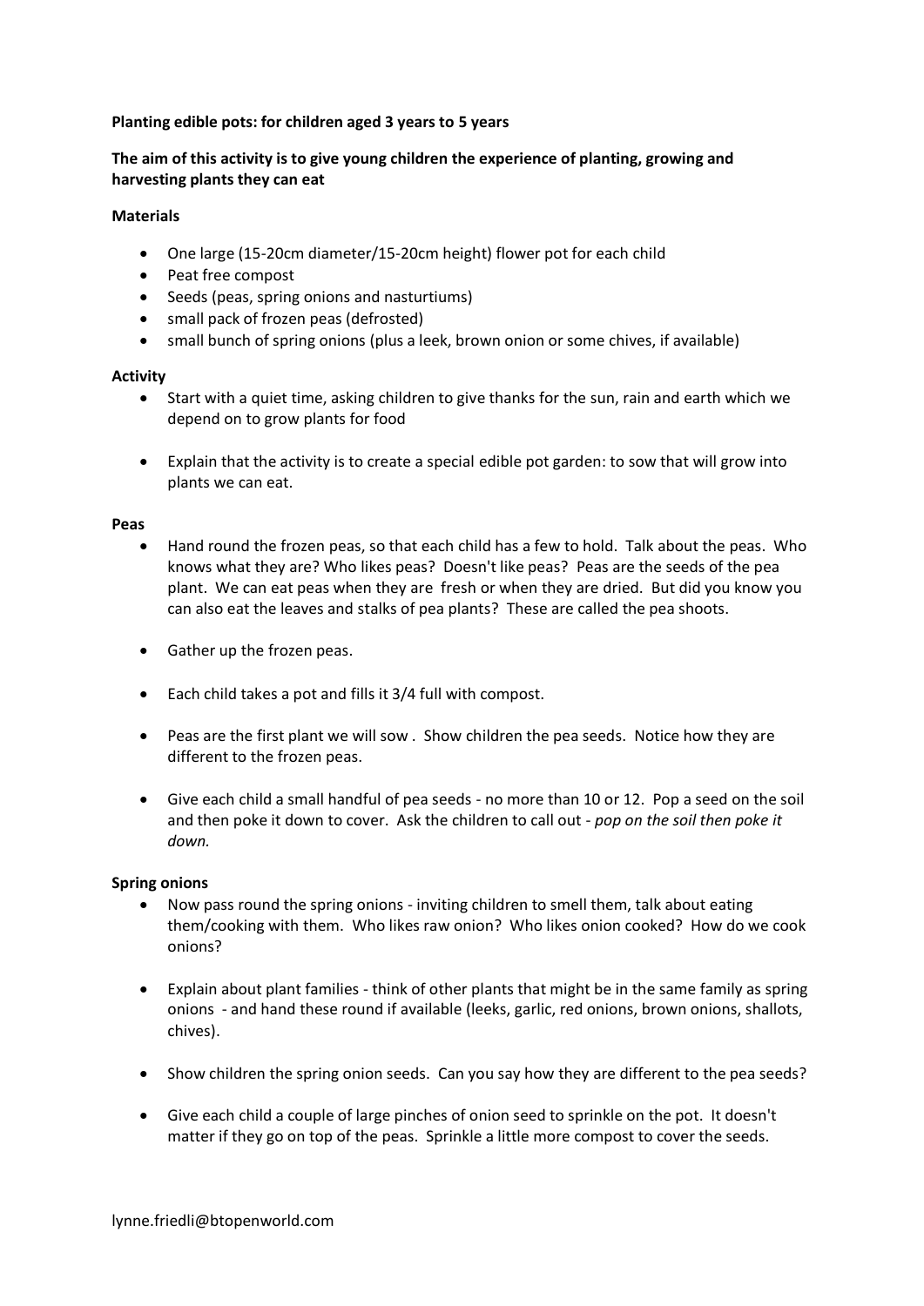**Planting edible pots: for children aged 3 years to 5 years**

**The aim of this activity is to give young children the experience of planting, growing and harvesting plants they can eat**

**Materials**

- One large (15-20cm diameter/15-20cm height) flower pot for each child
- Peat free compost
- Seeds (peas, spring onions and nasturtiums)
- small pack of frozen peas (defrosted)
- small bunch of spring onions (plus a leek, brown onion or some chives, if available)

**Activity**

- Start with a quiet time, asking children to give thanks for the sun, rain and earth which we depend on to grow plants for food
- Explain that the activity is to create a special edible pot garden: to sow that will grow into plants we can eat.

**Peas**

- Hand round the frozen peas, so that each child has a few to hold. Talk about the peas. Who knows what they are? Who likes peas? Doesn't like peas? Peas are the seeds of the pea plant. We can eat peas when they are fresh or when they are dried. But did you know you can also eat the leaves and stalks of pea plants? These are called the pea shoots.
- Gather up the frozen peas.
- Each child takes a pot and fills it 3/4 full with compost.
- Peas are the first plant we will sow . Show children the pea seeds. Notice how they are different to the frozen peas.
- Give each child a small handful of pea seeds - no more than 10 or 12. Pop a seed on the soil and then poke it down to cover. Ask the children to call out - *pop on the soil then poke it down.*

**Spring onions**

- Now pass round the spring onions - inviting children to smell them, talk about eating them/cooking with them. Who likes raw onion? Who likes onion cooked? How do we cook onions?
- Explain about plant families - think of other plants that might be in the same family as spring onions - and hand these round if available (leeks, garlic, red onions, brown onions, shallots, chives).
- Show children the spring onion seeds. Can you say how they are different to the pea seeds?
- Give each child a couple of large pinches of onion seed to sprinkle on the pot. It doesn't matter if they go on top of the peas. Sprinkle a little more compost to cover the seeds.

lynne.friedli@btopenworld.com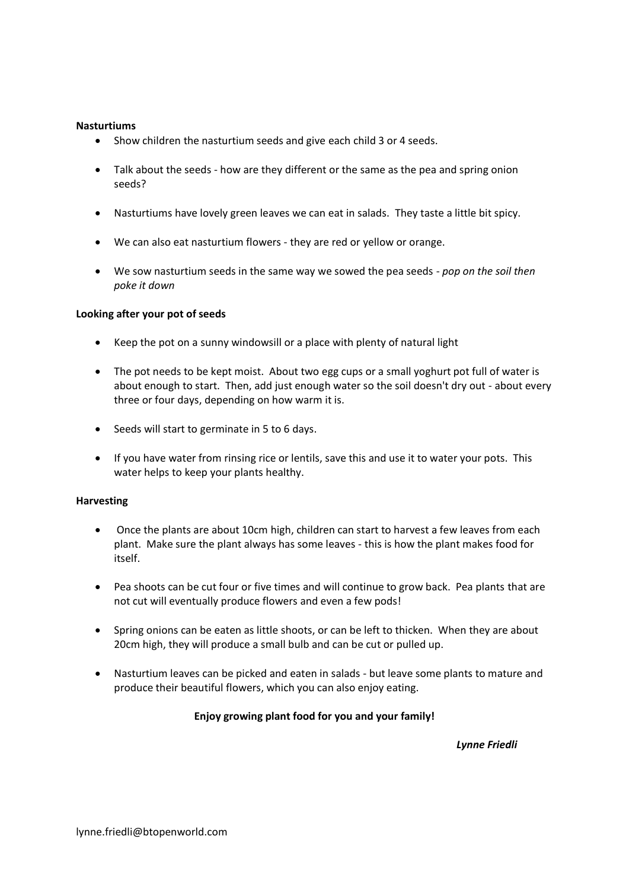**Nasturtiums**

- Show children the nasturtium seeds and give each child 3 or 4 seeds.
- Talk about the seeds - how are they different or the same as the pea and spring onion seeds?
- Nasturtiums have lovely green leaves we can eat in salads. They taste a little bit spicy.
- We can also eat nasturtium flowers - they are red or yellow or orange.
- We sow nasturtium seeds in the same way we sowed the pea seeds - *pop on the soil then poke it down*

**Looking after your pot of seeds**

- Keep the pot on a sunny windowsill or a place with plenty of natural light
- The pot needs to be kept moist. About two egg cups or a small yoghurt pot full of water is about enough to start. Then, add just enough water so the soil doesn't dry out - about every three or four days, depending on how warm it is.
- Seeds will start to germinate in 5 to 6 days.
- If you have water from rinsing rice or lentils, save this and use it to water your pots. This water helps to keep your plants healthy.

**Harvesting**

- Once the plants are about 10cm high, children can start to harvest a few leaves from each plant. Make sure the plant always has some leaves - this is how the plant makes food for itself.
- Pea shoots can be cut four or five times and will continue to grow back. Pea plants that are not cut will eventually produce flowers and even a few pods!
- Spring onions can be eaten as little shoots, or can be left to thicken. When they are about 20cm high, they will produce a small bulb and can be cut or pulled up.
- Nasturtium leaves can be picked and eaten in salads - but leave some plants to mature and produce their beautiful flowers, which you can also enjoy eating.

**Enjoy growing plant food for you and your family!**

***Lynne Friedli***

lynne.friedli@btopenworld.com